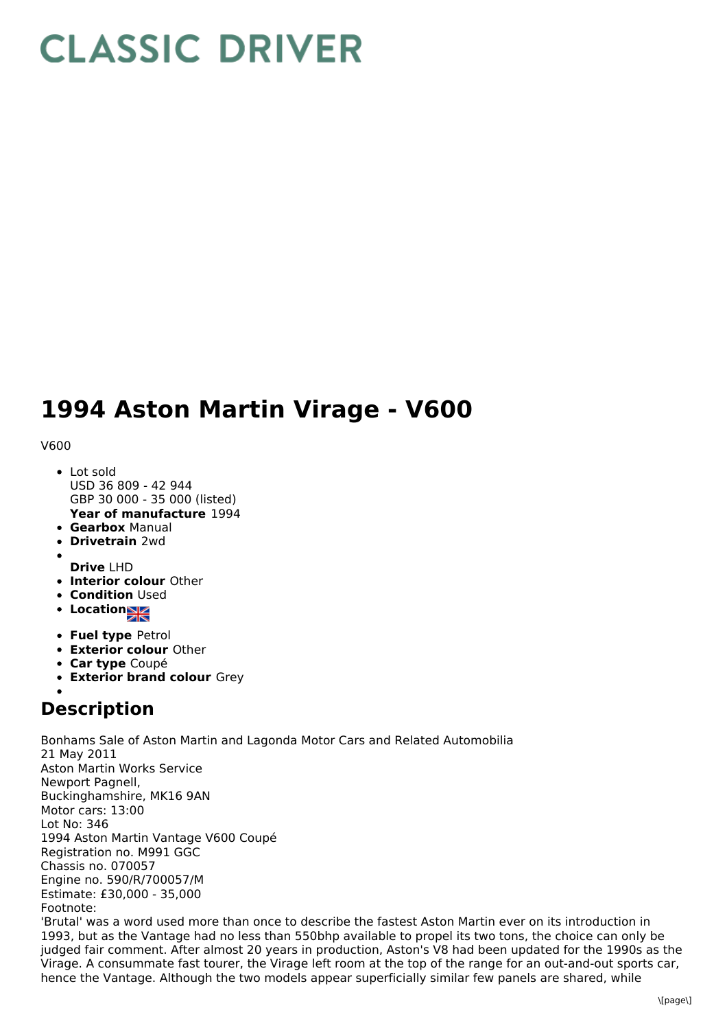# CLASSIC DRIVER

# 1994 Aston Martin Virage - V600

V600

- Lot sold
  USD 36 809 - 42 944
  GBP 30 000 - 35 000 (listed)
  **Year of manufacture** 1994
- **Gearbox** Manual
- **Drivetrain** 2wd
- 
  **Drive** LHD
- **Interior colour** Other
- **Condition** Used
- **Location**
- **Fuel type** Petrol
- **Exterior colour** Other
- **Car type** Coupé
- **Exterior brand colour** Grey
- 

## Description

Bonhams Sale of Aston Martin and Lagonda Motor Cars and Related Automobilia
21 May 2011
Aston Martin Works Service
Newport Pagnell,
Buckinghamshire, MK16 9AN
Motor cars: 13:00
Lot No: 346
1994 Aston Martin Vantage V600 Coupé
Registration no. M991 GGC
Chassis no. 070057
Engine no. 590/R/700057/M
Estimate: £30,000 - 35,000
Footnote:
'Brutal' was a word used more than once to describe the fastest Aston Martin ever on its introduction in 1993, but as the Vantage had no less than 550bhp available to propel its two tons, the choice can only be judged fair comment. After almost 20 years in production, Aston's V8 had been updated for the 1990s as the Virage. A consummate fast tourer, the Virage left room at the top of the range for an out-and-out sports car, hence the Vantage. Although the two models appear superficially similar few panels are shared, while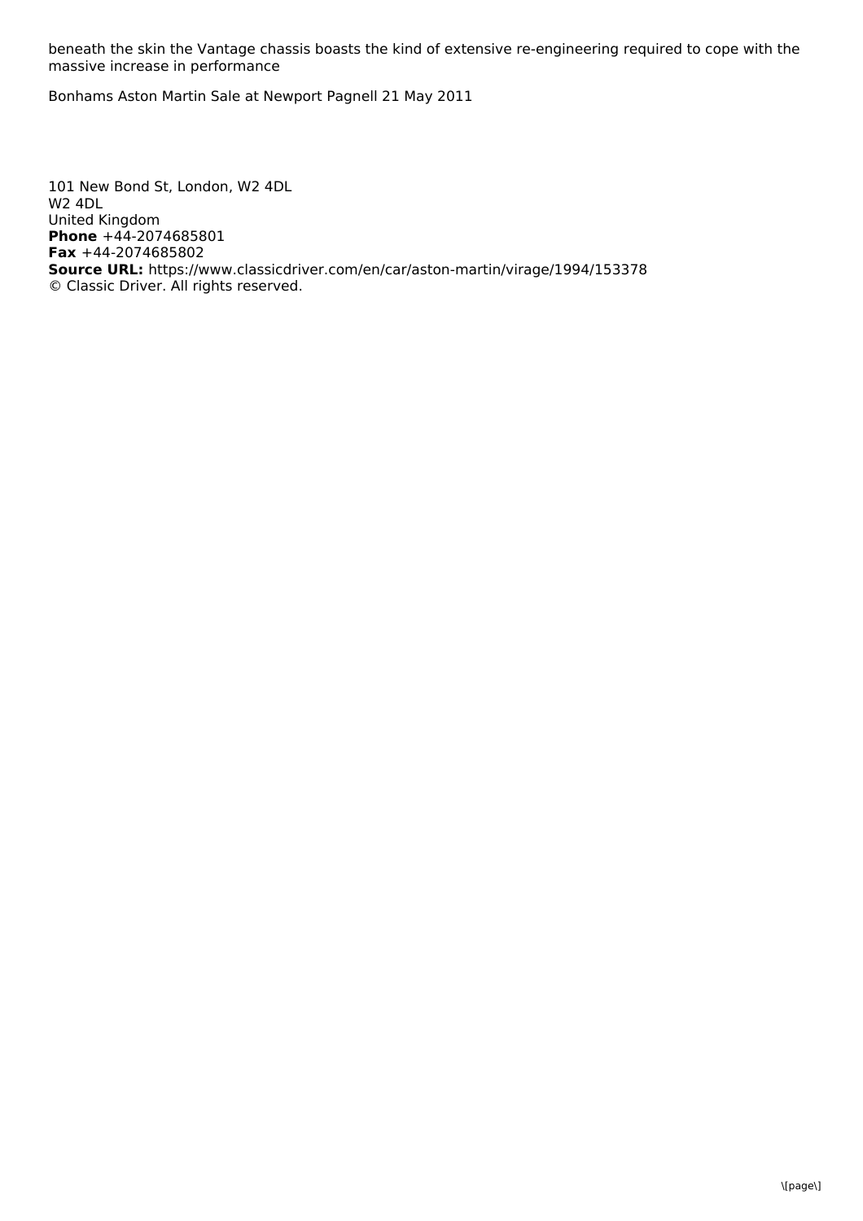beneath the skin the Vantage chassis boasts the kind of extensive re-engineering required to cope with the massive increase in performance

Bonhams Aston Martin Sale at Newport Pagnell 21 May 2011

101 New Bond St, London, W2 4DL
W2 4DL
United Kingdom
**Phone** +44-2074685801
**Fax** +44-2074685802
**Source URL:** https://www.classicdriver.com/en/car/aston-martin/virage/1994/153378
© Classic Driver. All rights reserved.